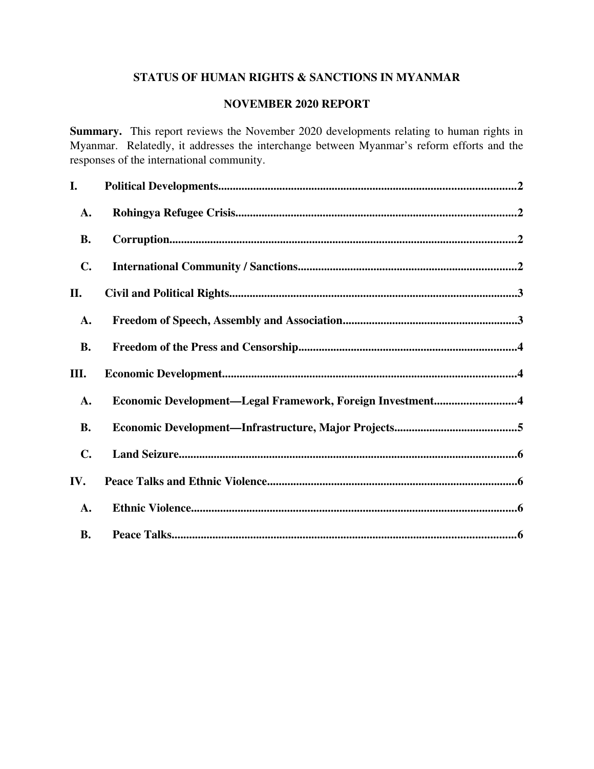**STATUS OF HUMAN RIGHTS & SANCTIONS IN MYANMAR**

**NOVEMBER 2020 REPORT**

**Summary.** This report reviews the November 2020 developments relating to human rights in Myanmar. Relatedly, it addresses the interchange between Myanmar's reform efforts and the responses of the international community.

**I. Political Developments**....................................................................................2

- **A. Rohingya Refugee Crisis**..........................................................................2
- **B. Corruption**...............................................................................................2
- **C. International Community / Sanctions**.....................................................2

**II. Civil and Political Rights**.................................................................................3

- **A. Freedom of Speech, Assembly and Association**.......................................3
- **B. Freedom of the Press and Censorship**.....................................................4

**III. Economic Development**.................................................................................4

- **A. Economic Development—Legal Framework, Foreign Investment**..........4
- **B. Economic Development—Infrastructure, Major Projects**.........................5
- **C. Land Seizure**............................................................................................6

**IV. Peace Talks and Ethnic Violence**....................................................................6

- **A. Ethnic Violence**.......................................................................................6
- **B. Peace Talks**..............................................................................................6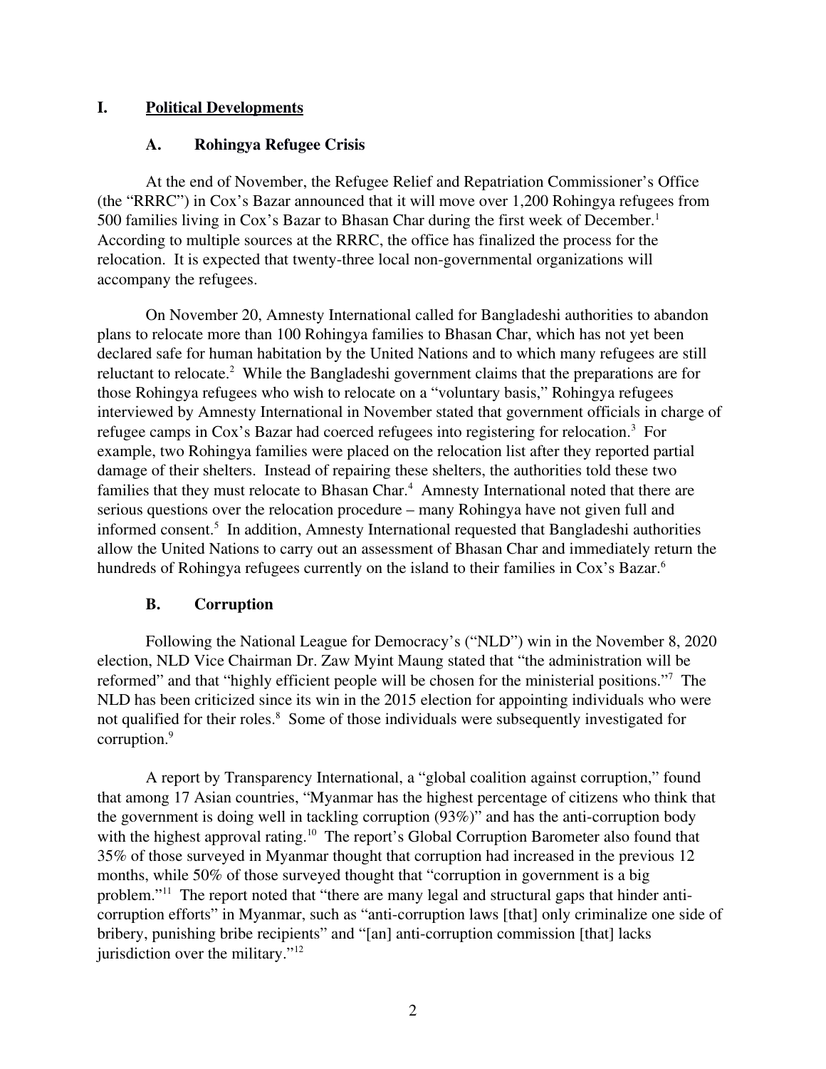## I. Political Developments

### A. Rohingya Refugee Crisis

At the end of November, the Refugee Relief and Repatriation Commissioner's Office (the "RRRC") in Cox's Bazar announced that it will move over 1,200 Rohingya refugees from 500 families living in Cox's Bazar to Bhasan Char during the first week of December.[1] According to multiple sources at the RRRC, the office has finalized the process for the relocation. It is expected that twenty-three local non-governmental organizations will accompany the refugees.

On November 20, Amnesty International called for Bangladeshi authorities to abandon plans to relocate more than 100 Rohingya families to Bhasan Char, which has not yet been declared safe for human habitation by the United Nations and to which many refugees are still reluctant to relocate.[2] While the Bangladeshi government claims that the preparations are for those Rohingya refugees who wish to relocate on a "voluntary basis," Rohingya refugees interviewed by Amnesty International in November stated that government officials in charge of refugee camps in Cox's Bazar had coerced refugees into registering for relocation.[3] For example, two Rohingya families were placed on the relocation list after they reported partial damage of their shelters. Instead of repairing these shelters, the authorities told these two families that they must relocate to Bhasan Char.[4] Amnesty International noted that there are serious questions over the relocation procedure – many Rohingya have not given full and informed consent.[5] In addition, Amnesty International requested that Bangladeshi authorities allow the United Nations to carry out an assessment of Bhasan Char and immediately return the hundreds of Rohingya refugees currently on the island to their families in Cox's Bazar.[6]

### B. Corruption

Following the National League for Democracy's ("NLD") win in the November 8, 2020 election, NLD Vice Chairman Dr. Zaw Myint Maung stated that "the administration will be reformed" and that "highly efficient people will be chosen for the ministerial positions."[7] The NLD has been criticized since its win in the 2015 election for appointing individuals who were not qualified for their roles.[8] Some of those individuals were subsequently investigated for corruption.[9]

A report by Transparency International, a "global coalition against corruption," found that among 17 Asian countries, "Myanmar has the highest percentage of citizens who think that the government is doing well in tackling corruption (93%)" and has the anti-corruption body with the highest approval rating.[10] The report's Global Corruption Barometer also found that 35% of those surveyed in Myanmar thought that corruption had increased in the previous 12 months, while 50% of those surveyed thought that "corruption in government is a big problem."[11] The report noted that "there are many legal and structural gaps that hinder anti-corruption efforts" in Myanmar, such as "anti-corruption laws [that] only criminalize one side of bribery, punishing bribe recipients" and "[an] anti-corruption commission [that] lacks jurisdiction over the military."[12]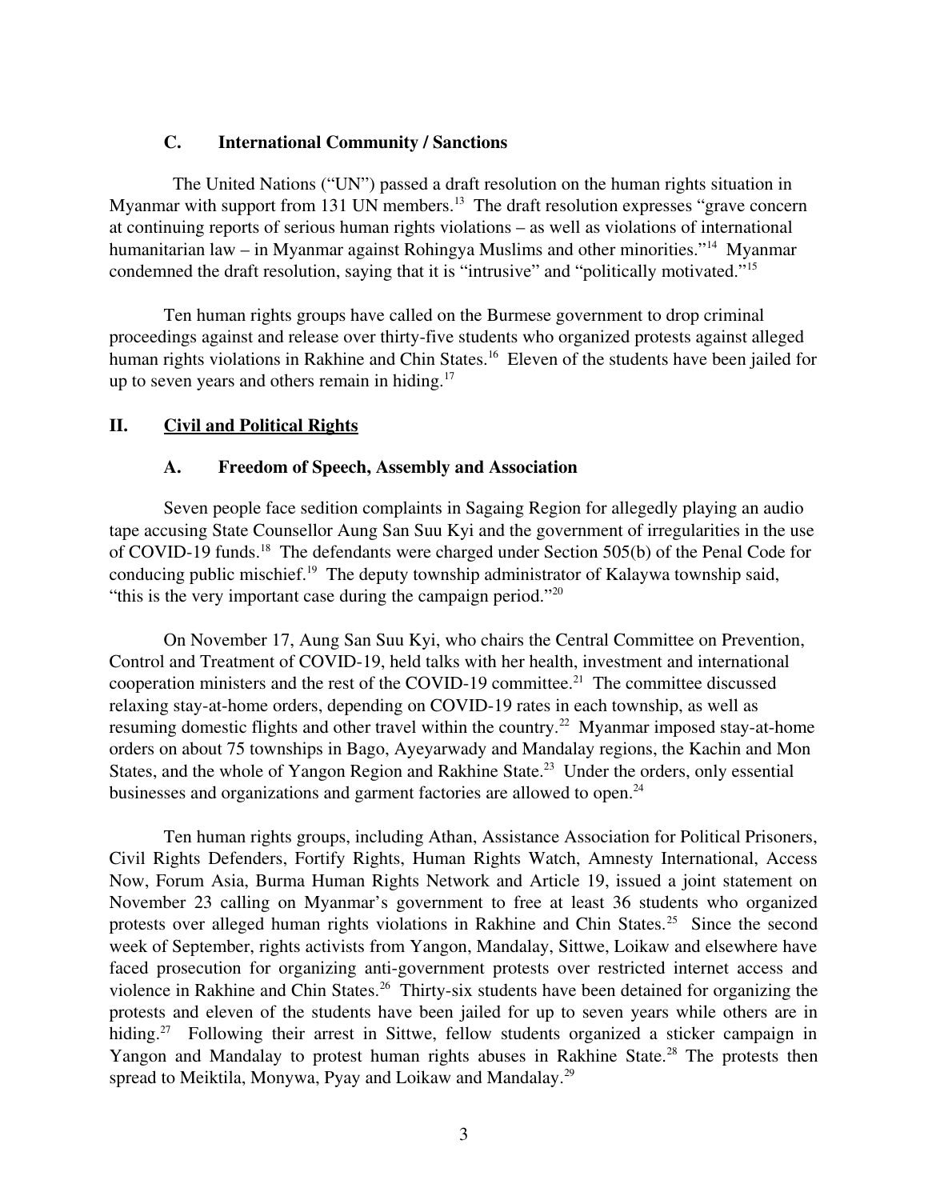### C. International Community / Sanctions

The United Nations ("UN") passed a draft resolution on the human rights situation in Myanmar with support from 131 UN members.[13] The draft resolution expresses "grave concern at continuing reports of serious human rights violations – as well as violations of international humanitarian law – in Myanmar against Rohingya Muslims and other minorities."[14] Myanmar condemned the draft resolution, saying that it is "intrusive" and "politically motivated."[15]

Ten human rights groups have called on the Burmese government to drop criminal proceedings against and release over thirty-five students who organized protests against alleged human rights violations in Rakhine and Chin States.[16] Eleven of the students have been jailed for up to seven years and others remain in hiding.[17]

## II. Civil and Political Rights

### A. Freedom of Speech, Assembly and Association

Seven people face sedition complaints in Sagaing Region for allegedly playing an audio tape accusing State Counsellor Aung San Suu Kyi and the government of irregularities in the use of COVID-19 funds.[18] The defendants were charged under Section 505(b) of the Penal Code for conducing public mischief.[19] The deputy township administrator of Kalaywa township said, "this is the very important case during the campaign period."[20]

On November 17, Aung San Suu Kyi, who chairs the Central Committee on Prevention, Control and Treatment of COVID-19, held talks with her health, investment and international cooperation ministers and the rest of the COVID-19 committee.[21] The committee discussed relaxing stay-at-home orders, depending on COVID-19 rates in each township, as well as resuming domestic flights and other travel within the country.[22] Myanmar imposed stay-at-home orders on about 75 townships in Bago, Ayeyarwady and Mandalay regions, the Kachin and Mon States, and the whole of Yangon Region and Rakhine State.[23] Under the orders, only essential businesses and organizations and garment factories are allowed to open.[24]

Ten human rights groups, including Athan, Assistance Association for Political Prisoners, Civil Rights Defenders, Fortify Rights, Human Rights Watch, Amnesty International, Access Now, Forum Asia, Burma Human Rights Network and Article 19, issued a joint statement on November 23 calling on Myanmar's government to free at least 36 students who organized protests over alleged human rights violations in Rakhine and Chin States.[25] Since the second week of September, rights activists from Yangon, Mandalay, Sittwe, Loikaw and elsewhere have faced prosecution for organizing anti-government protests over restricted internet access and violence in Rakhine and Chin States.[26] Thirty-six students have been detained for organizing the protests and eleven of the students have been jailed for up to seven years while others are in hiding.[27] Following their arrest in Sittwe, fellow students organized a sticker campaign in Yangon and Mandalay to protest human rights abuses in Rakhine State.[28] The protests then spread to Meiktila, Monywa, Pyay and Loikaw and Mandalay.[29]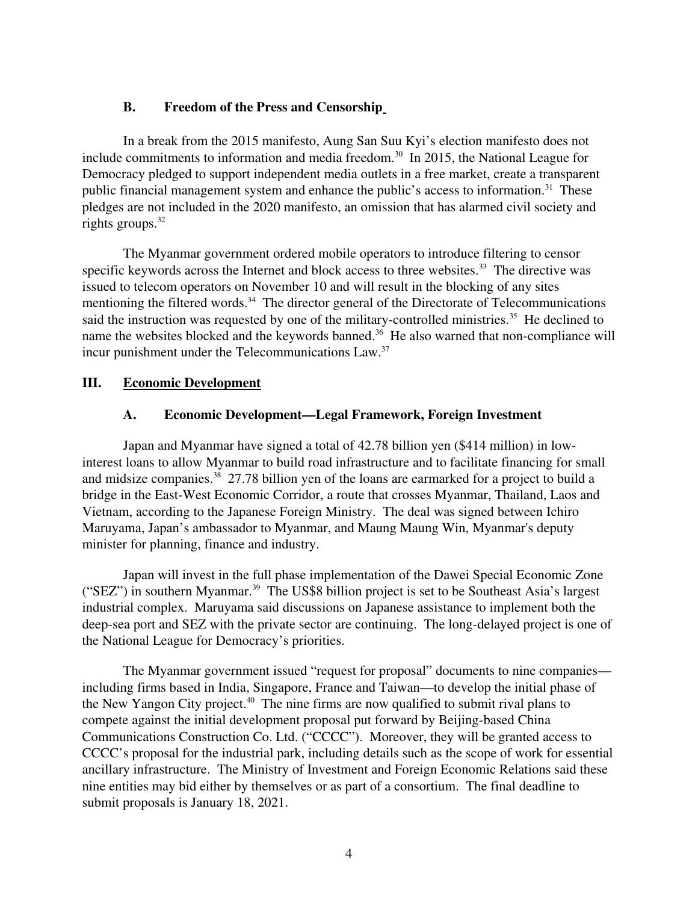### B. Freedom of the Press and Censorship

In a break from the 2015 manifesto, Aung San Suu Kyi's election manifesto does not include commitments to information and media freedom.[30] In 2015, the National League for Democracy pledged to support independent media outlets in a free market, create a transparent public financial management system and enhance the public's access to information.[31] These pledges are not included in the 2020 manifesto, an omission that has alarmed civil society and rights groups.[32]

The Myanmar government ordered mobile operators to introduce filtering to censor specific keywords across the Internet and block access to three websites.[33] The directive was issued to telecom operators on November 10 and will result in the blocking of any sites mentioning the filtered words.[34] The director general of the Directorate of Telecommunications said the instruction was requested by one of the military-controlled ministries.[35] He declined to name the websites blocked and the keywords banned.[36] He also warned that non-compliance will incur punishment under the Telecommunications Law.[37]

## III. Economic Development

### A. Economic Development—Legal Framework, Foreign Investment

Japan and Myanmar have signed a total of 42.78 billion yen ($414 million) in low-interest loans to allow Myanmar to build road infrastructure and to facilitate financing for small and midsize companies.[38] 27.78 billion yen of the loans are earmarked for a project to build a bridge in the East-West Economic Corridor, a route that crosses Myanmar, Thailand, Laos and Vietnam, according to the Japanese Foreign Ministry. The deal was signed between Ichiro Maruyama, Japan's ambassador to Myanmar, and Maung Maung Win, Myanmar's deputy minister for planning, finance and industry.

Japan will invest in the full phase implementation of the Dawei Special Economic Zone ("SEZ") in southern Myanmar.[39] The US$8 billion project is set to be Southeast Asia's largest industrial complex. Maruyama said discussions on Japanese assistance to implement both the deep-sea port and SEZ with the private sector are continuing. The long-delayed project is one of the National League for Democracy's priorities.

The Myanmar government issued "request for proposal" documents to nine companies—including firms based in India, Singapore, France and Taiwan—to develop the initial phase of the New Yangon City project.[40] The nine firms are now qualified to submit rival plans to compete against the initial development proposal put forward by Beijing-based China Communications Construction Co. Ltd. ("CCCC"). Moreover, they will be granted access to CCCC's proposal for the industrial park, including details such as the scope of work for essential ancillary infrastructure. The Ministry of Investment and Foreign Economic Relations said these nine entities may bid either by themselves or as part of a consortium. The final deadline to submit proposals is January 18, 2021.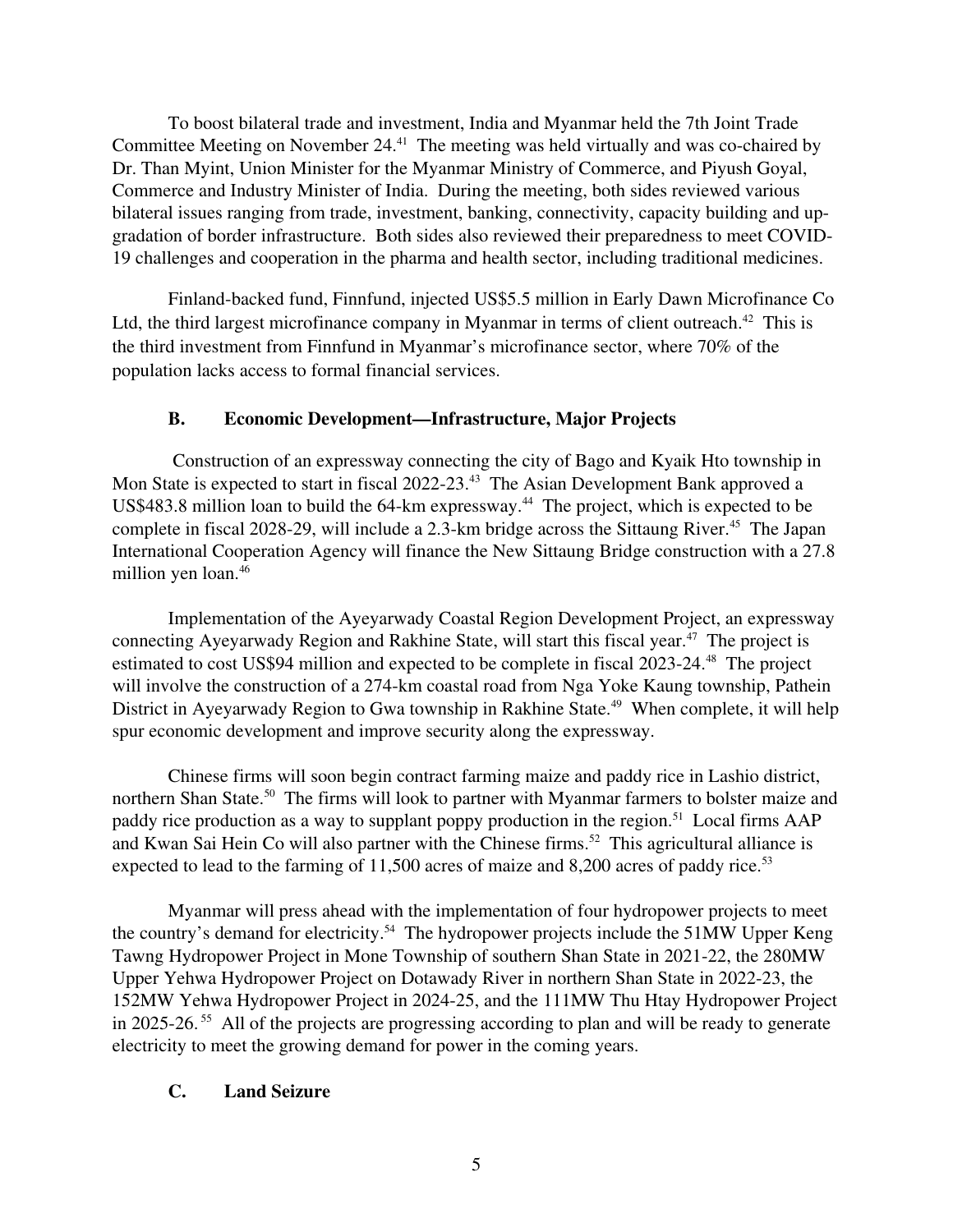To boost bilateral trade and investment, India and Myanmar held the 7th Joint Trade Committee Meeting on November 24.[41] The meeting was held virtually and was co-chaired by Dr. Than Myint, Union Minister for the Myanmar Ministry of Commerce, and Piyush Goyal, Commerce and Industry Minister of India. During the meeting, both sides reviewed various bilateral issues ranging from trade, investment, banking, connectivity, capacity building and up-gradation of border infrastructure. Both sides also reviewed their preparedness to meet COVID-19 challenges and cooperation in the pharma and health sector, including traditional medicines.

Finland-backed fund, Finnfund, injected US$5.5 million in Early Dawn Microfinance Co Ltd, the third largest microfinance company in Myanmar in terms of client outreach.[42] This is the third investment from Finnfund in Myanmar's microfinance sector, where 70% of the population lacks access to formal financial services.

### B. Economic Development—Infrastructure, Major Projects

Construction of an expressway connecting the city of Bago and Kyaik Hto township in Mon State is expected to start in fiscal 2022-23.[43] The Asian Development Bank approved a US$483.8 million loan to build the 64-km expressway.[44] The project, which is expected to be complete in fiscal 2028-29, will include a 2.3-km bridge across the Sittaung River.[45] The Japan International Cooperation Agency will finance the New Sittaung Bridge construction with a 27.8 million yen loan.[46]

Implementation of the Ayeyarwady Coastal Region Development Project, an expressway connecting Ayeyarwady Region and Rakhine State, will start this fiscal year.[47] The project is estimated to cost US$94 million and expected to be complete in fiscal 2023-24.[48] The project will involve the construction of a 274-km coastal road from Nga Yoke Kaung township, Pathein District in Ayeyarwady Region to Gwa township in Rakhine State.[49] When complete, it will help spur economic development and improve security along the expressway.

Chinese firms will soon begin contract farming maize and paddy rice in Lashio district, northern Shan State.[50] The firms will look to partner with Myanmar farmers to bolster maize and paddy rice production as a way to supplant poppy production in the region.[51] Local firms AAP and Kwan Sai Hein Co will also partner with the Chinese firms.[52] This agricultural alliance is expected to lead to the farming of 11,500 acres of maize and 8,200 acres of paddy rice.[53]

Myanmar will press ahead with the implementation of four hydropower projects to meet the country's demand for electricity.[54] The hydropower projects include the 51MW Upper Keng Tawng Hydropower Project in Mone Township of southern Shan State in 2021-22, the 280MW Upper Yehwa Hydropower Project on Dotawady River in northern Shan State in 2022-23, the 152MW Yehwa Hydropower Project in 2024-25, and the 111MW Thu Htay Hydropower Project in 2025-26.[55] All of the projects are progressing according to plan and will be ready to generate electricity to meet the growing demand for power in the coming years.

### C. Land Seizure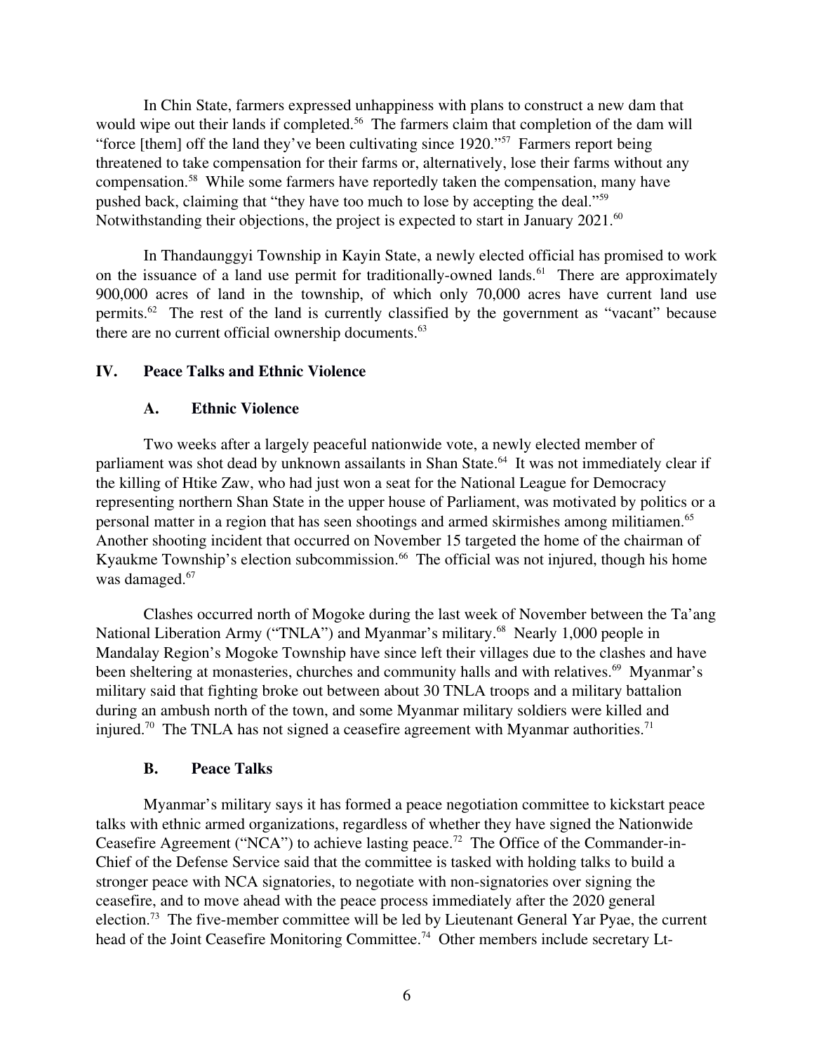In Chin State, farmers expressed unhappiness with plans to construct a new dam that would wipe out their lands if completed.[56] The farmers claim that completion of the dam will "force [them] off the land they've been cultivating since 1920."[57] Farmers report being threatened to take compensation for their farms or, alternatively, lose their farms without any compensation.[58] While some farmers have reportedly taken the compensation, many have pushed back, claiming that "they have too much to lose by accepting the deal."[59] Notwithstanding their objections, the project is expected to start in January 2021.[60]

In Thandaunggyi Township in Kayin State, a newly elected official has promised to work on the issuance of a land use permit for traditionally-owned lands.[61] There are approximately 900,000 acres of land in the township, of which only 70,000 acres have current land use permits.[62] The rest of the land is currently classified by the government as "vacant" because there are no current official ownership documents.[63]

## IV. Peace Talks and Ethnic Violence

### A. Ethnic Violence

Two weeks after a largely peaceful nationwide vote, a newly elected member of parliament was shot dead by unknown assailants in Shan State.[64] It was not immediately clear if the killing of Htike Zaw, who had just won a seat for the National League for Democracy representing northern Shan State in the upper house of Parliament, was motivated by politics or a personal matter in a region that has seen shootings and armed skirmishes among militiamen.[65] Another shooting incident that occurred on November 15 targeted the home of the chairman of Kyaukme Township's election subcommission.[66] The official was not injured, though his home was damaged.[67]

Clashes occurred north of Mogoke during the last week of November between the Ta'ang National Liberation Army ("TNLA") and Myanmar's military.[68] Nearly 1,000 people in Mandalay Region's Mogoke Township have since left their villages due to the clashes and have been sheltering at monasteries, churches and community halls and with relatives.[69] Myanmar's military said that fighting broke out between about 30 TNLA troops and a military battalion during an ambush north of the town, and some Myanmar military soldiers were killed and injured.[70] The TNLA has not signed a ceasefire agreement with Myanmar authorities.[71]

### B. Peace Talks

Myanmar's military says it has formed a peace negotiation committee to kickstart peace talks with ethnic armed organizations, regardless of whether they have signed the Nationwide Ceasefire Agreement ("NCA") to achieve lasting peace.[72] The Office of the Commander-in-Chief of the Defense Service said that the committee is tasked with holding talks to build a stronger peace with NCA signatories, to negotiate with non-signatories over signing the ceasefire, and to move ahead with the peace process immediately after the 2020 general election.[73] The five-member committee will be led by Lieutenant General Yar Pyae, the current head of the Joint Ceasefire Monitoring Committee.[74] Other members include secretary Lt-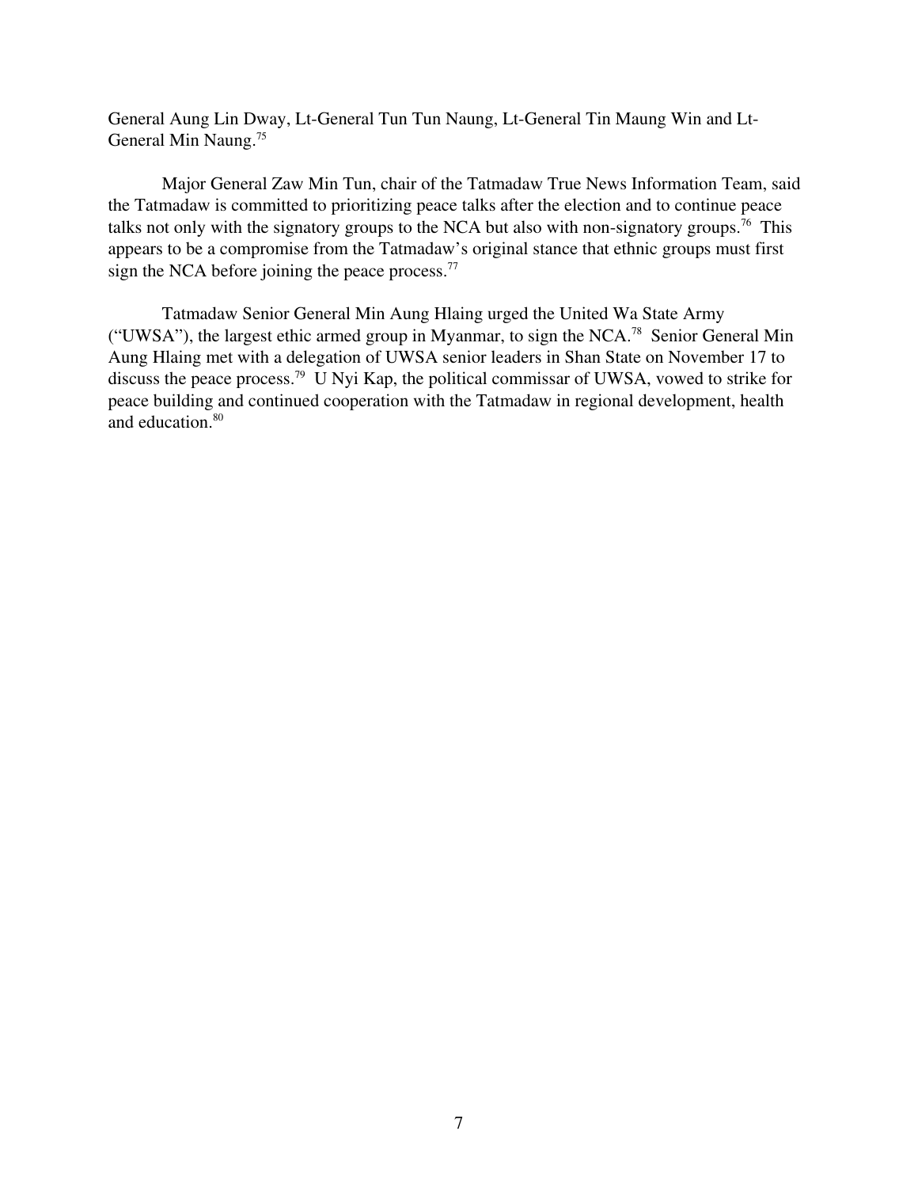General Aung Lin Dway, Lt-General Tun Tun Naung, Lt-General Tin Maung Win and Lt-General Min Naung.[75]

Major General Zaw Min Tun, chair of the Tatmadaw True News Information Team, said the Tatmadaw is committed to prioritizing peace talks after the election and to continue peace talks not only with the signatory groups to the NCA but also with non-signatory groups.[76] This appears to be a compromise from the Tatmadaw's original stance that ethnic groups must first sign the NCA before joining the peace process.[77]

Tatmadaw Senior General Min Aung Hlaing urged the United Wa State Army ("UWSA"), the largest ethic armed group in Myanmar, to sign the NCA.[78] Senior General Min Aung Hlaing met with a delegation of UWSA senior leaders in Shan State on November 17 to discuss the peace process.[79] U Nyi Kap, the political commissar of UWSA, vowed to strike for peace building and continued cooperation with the Tatmadaw in regional development, health and education.[80]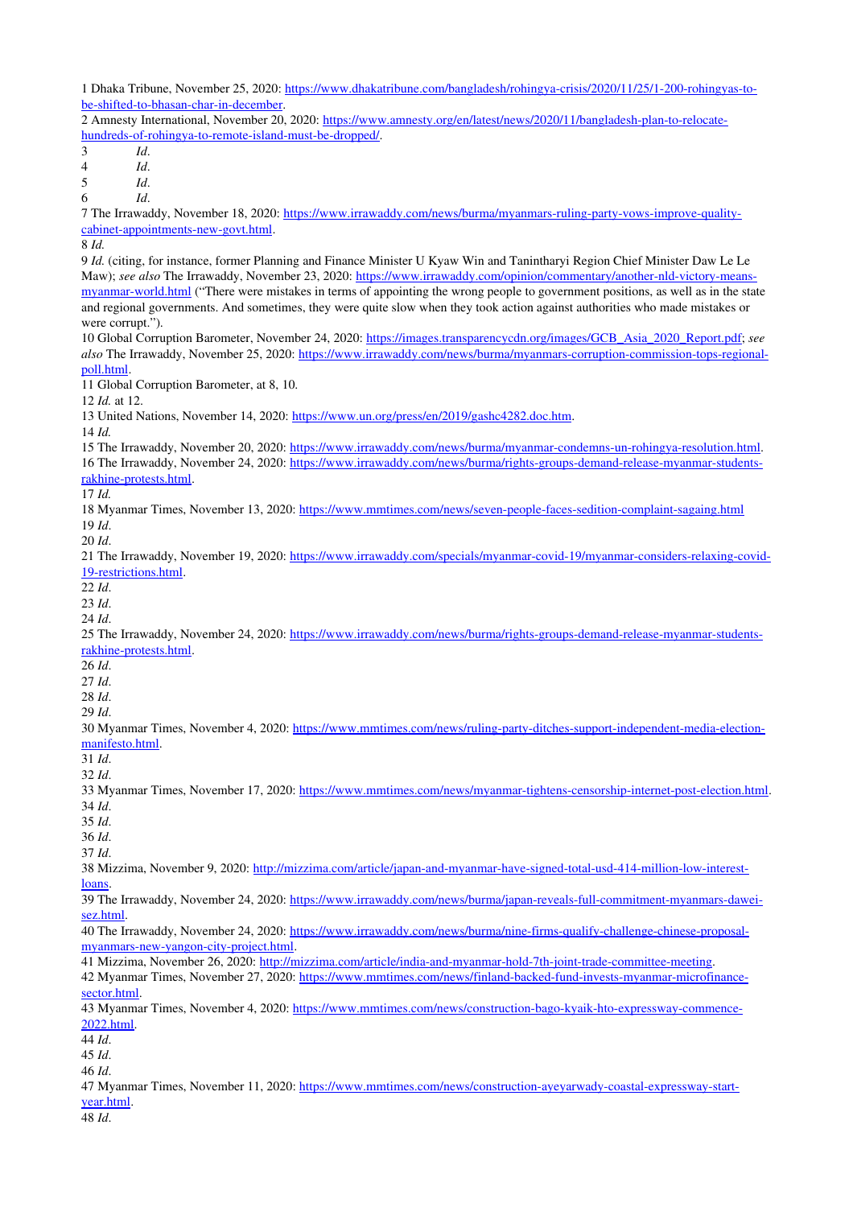1 Dhaka Tribune, November 25, 2020: https://www.dhakatribune.com/bangladesh/rohingya-crisis/2020/11/25/1-200-rohingyas-to-be-shifted-to-bhasan-char-in-december.

2 Amnesty International, November 20, 2020: https://www.amnesty.org/en/latest/news/2020/11/bangladesh-plan-to-relocate-hundreds-of-rohingya-to-remote-island-must-be-dropped/.

3 *Id*.

4 *Id*.

5 *Id*.

6 *Id*.

7 The Irrawaddy, November 18, 2020: https://www.irrawaddy.com/news/burma/myanmars-ruling-party-vows-improve-quality-cabinet-appointments-new-govt.html.

8 *Id.*

9 *Id.* (citing, for instance, former Planning and Finance Minister U Kyaw Win and Tanintharyi Region Chief Minister Daw Le Le Maw); *see also* The Irrawaddy, November 23, 2020: https://www.irrawaddy.com/opinion/commentary/another-nld-victory-means-myanmar-world.html ("There were mistakes in terms of appointing the wrong people to government positions, as well as in the state and regional governments. And sometimes, they were quite slow when they took action against authorities who made mistakes or were corrupt.").

10 Global Corruption Barometer, November 24, 2020: https://images.transparencycdn.org/images/GCB_Asia_2020_Report.pdf; *see also* The Irrawaddy, November 25, 2020: https://www.irrawaddy.com/news/burma/myanmars-corruption-commission-tops-regional-poll.html.

11 Global Corruption Barometer, at 8, 10.

12 *Id.* at 12.

13 United Nations, November 14, 2020: https://www.un.org/press/en/2019/gashc4282.doc.htm.

14 *Id.*

15 The Irrawaddy, November 20, 2020: https://www.irrawaddy.com/news/burma/myanmar-condemns-un-rohingya-resolution.html.

16 The Irrawaddy, November 24, 2020: https://www.irrawaddy.com/news/burma/rights-groups-demand-release-myanmar-students-rakhine-protests.html.

17 *Id.*

18 Myanmar Times, November 13, 2020: https://www.mmtimes.com/news/seven-people-faces-sedition-complaint-sagaing.html

19 *Id*.

20 *Id*.

21 The Irrawaddy, November 19, 2020: https://www.irrawaddy.com/specials/myanmar-covid-19/myanmar-considers-relaxing-covid-19-restrictions.html.

22 *Id*.

23 *Id*.

24 *Id*.

25 The Irrawaddy, November 24, 2020: https://www.irrawaddy.com/news/burma/rights-groups-demand-release-myanmar-students-rakhine-protests.html.

26 *Id*.

27 *Id*.

28 *Id*.

29 *Id*.

30 Myanmar Times, November 4, 2020: https://www.mmtimes.com/news/ruling-party-ditches-support-independent-media-election-manifesto.html.

31 *Id*.

32 *Id*.

33 Myanmar Times, November 17, 2020: https://www.mmtimes.com/news/myanmar-tightens-censorship-internet-post-election.html.

34 *Id*.

35 *Id*.

36 *Id*.

37 *Id*.

38 Mizzima, November 9, 2020: http://mizzima.com/article/japan-and-myanmar-have-signed-total-usd-414-million-low-interest-loans.

39 The Irrawaddy, November 24, 2020: https://www.irrawaddy.com/news/burma/japan-reveals-full-commitment-myanmars-dawei-sez.html.

40 The Irrawaddy, November 24, 2020: https://www.irrawaddy.com/news/burma/nine-firms-qualify-challenge-chinese-proposal-myanmars-new-yangon-city-project.html.

41 Mizzima, November 26, 2020: http://mizzima.com/article/india-and-myanmar-hold-7th-joint-trade-committee-meeting.

42 Myanmar Times, November 27, 2020: https://www.mmtimes.com/news/finland-backed-fund-invests-myanmar-microfinance-sector.html.

43 Myanmar Times, November 4, 2020: https://www.mmtimes.com/news/construction-bago-kyaik-hto-expressway-commence-2022.html.

44 *Id*.

45 *Id*.

46 *Id*.

47 Myanmar Times, November 11, 2020: https://www.mmtimes.com/news/construction-ayeyarwady-coastal-expressway-start-year.html.

48 *Id*.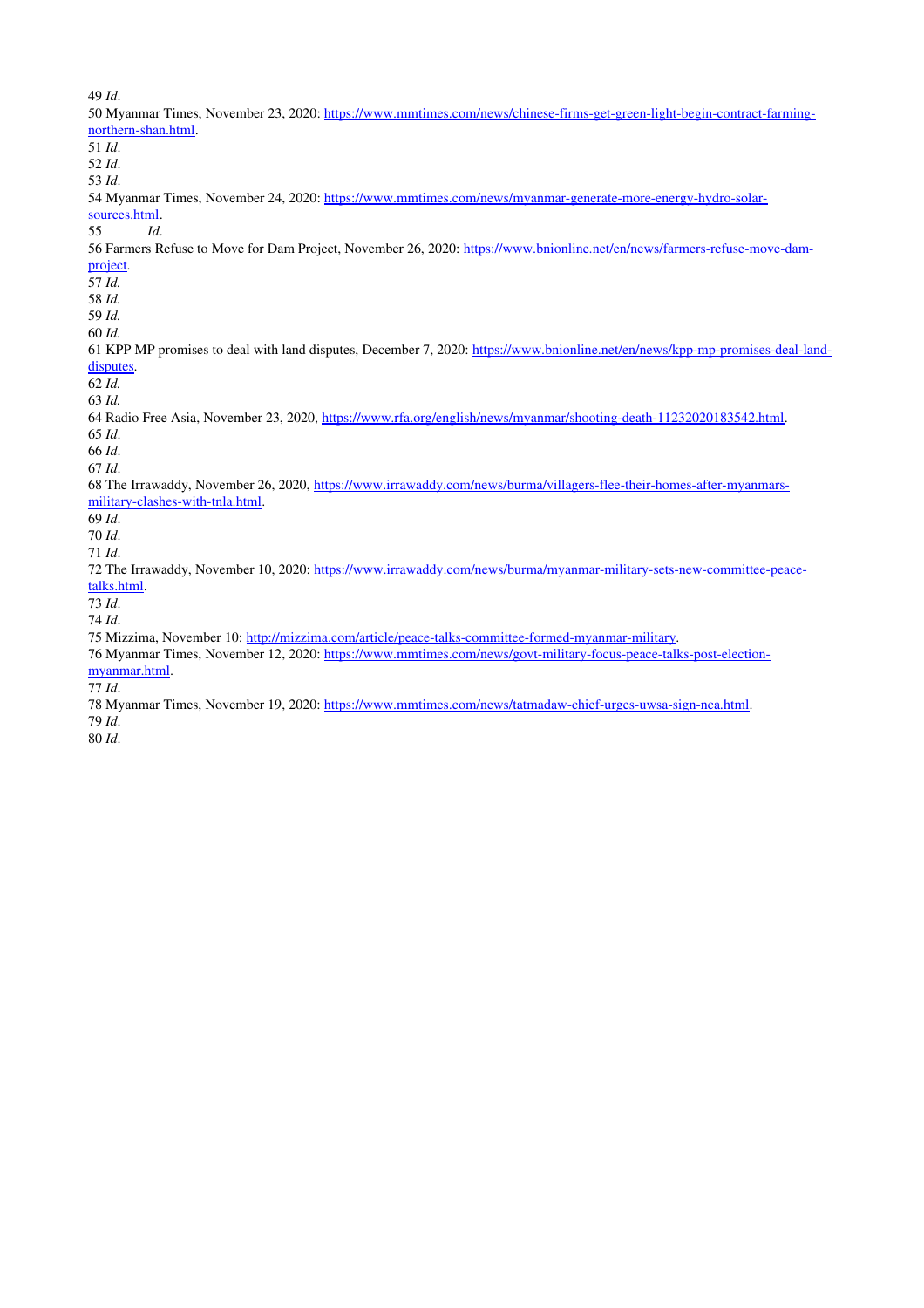49 *Id*.

50 Myanmar Times, November 23, 2020: https://www.mmtimes.com/news/chinese-firms-get-green-light-begin-contract-farming-northern-shan.html.

51 *Id*.

52 *Id*.

53 *Id*.

54 Myanmar Times, November 24, 2020: https://www.mmtimes.com/news/myanmar-generate-more-energy-hydro-solar-sources.html.

55 *Id*.

56 Farmers Refuse to Move for Dam Project, November 26, 2020: https://www.bnionline.net/en/news/farmers-refuse-move-dam-project.

57 *Id.*

58 *Id.*

59 *Id.*

60 *Id.*

61 KPP MP promises to deal with land disputes, December 7, 2020: https://www.bnionline.net/en/news/kpp-mp-promises-deal-land-disputes.

62 *Id.*

63 *Id.*

64 Radio Free Asia, November 23, 2020, https://www.rfa.org/english/news/myanmar/shooting-death-11232020183542.html.

65 *Id*.

66 *Id*.

67 *Id*.

68 The Irrawaddy, November 26, 2020, https://www.irrawaddy.com/news/burma/villagers-flee-their-homes-after-myanmars-military-clashes-with-tnla.html.

69 *Id*.

70 *Id*.

71 *Id*.

72 The Irrawaddy, November 10, 2020: https://www.irrawaddy.com/news/burma/myanmar-military-sets-new-committee-peace-talks.html.

73 *Id*.

74 *Id*.

75 Mizzima, November 10: http://mizzima.com/article/peace-talks-committee-formed-myanmar-military.

76 Myanmar Times, November 12, 2020: https://www.mmtimes.com/news/govt-military-focus-peace-talks-post-election-myanmar.html.

77 *Id*.

78 Myanmar Times, November 19, 2020: https://www.mmtimes.com/news/tatmadaw-chief-urges-uwsa-sign-nca.html.

79 *Id*.

80 *Id*.